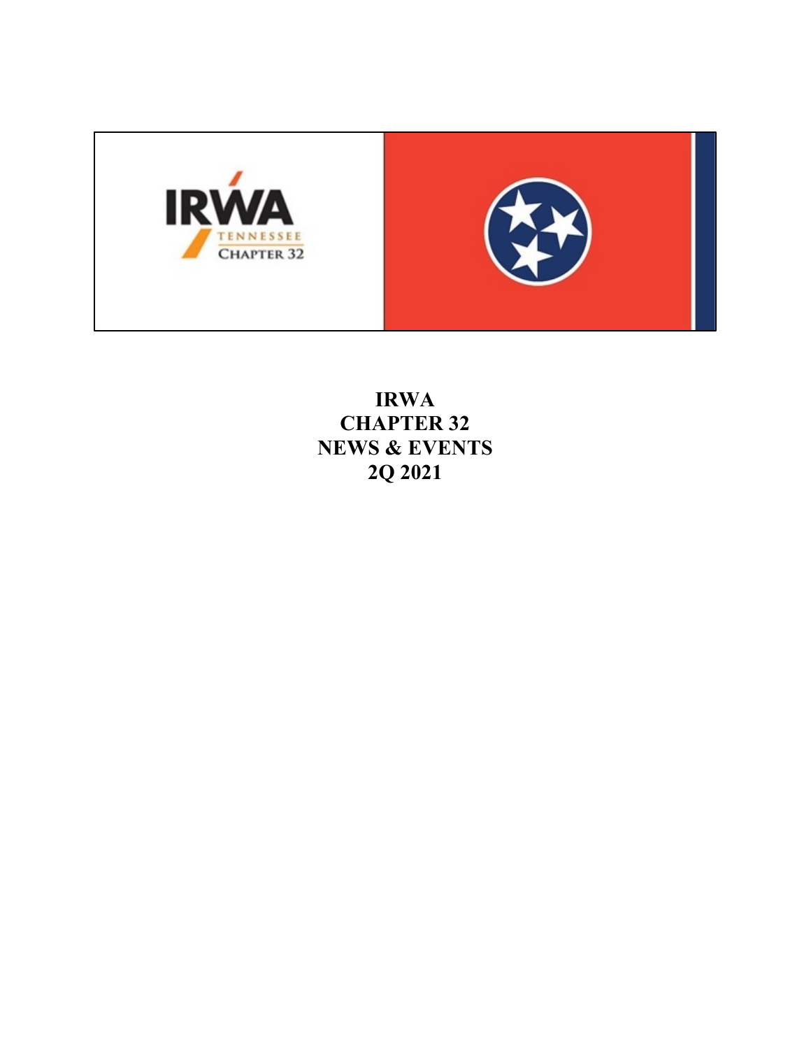# IRWA
# CHAPTER 32
# NEWS & EVENTS
# 2Q 2021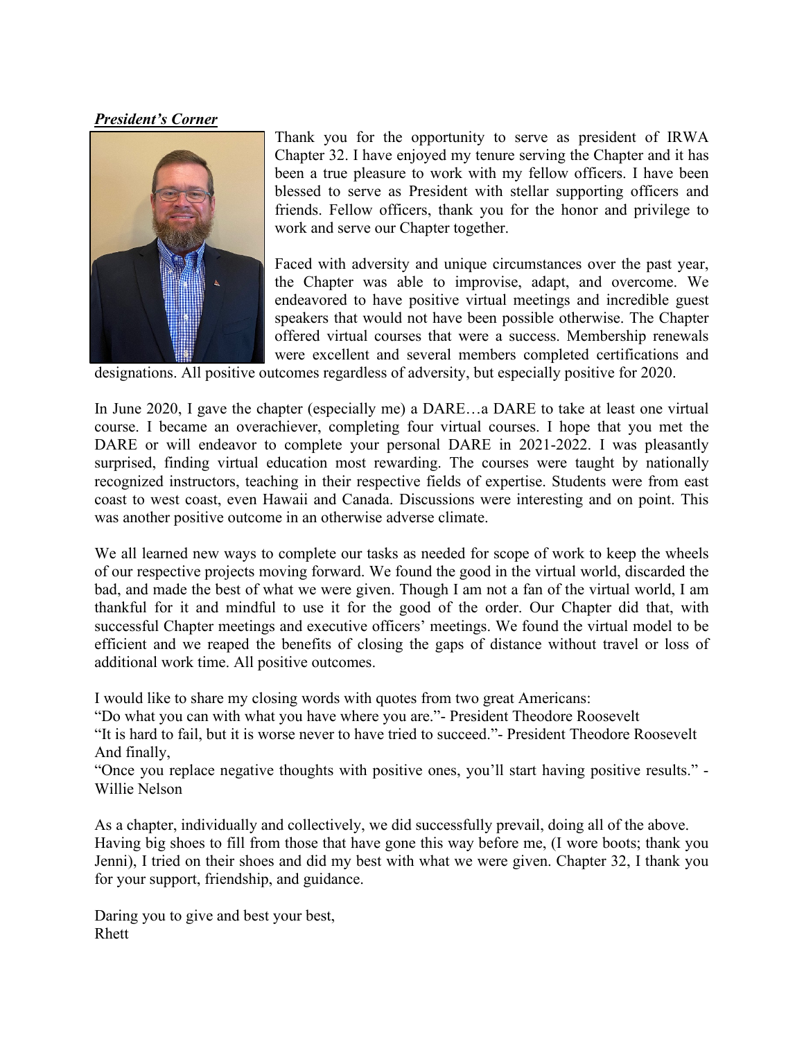***President's Corner***

Thank you for the opportunity to serve as president of IRWA Chapter 32. I have enjoyed my tenure serving the Chapter and it has been a true pleasure to work with my fellow officers. I have been blessed to serve as President with stellar supporting officers and friends. Fellow officers, thank you for the honor and privilege to work and serve our Chapter together.

Faced with adversity and unique circumstances over the past year, the Chapter was able to improvise, adapt, and overcome. We endeavored to have positive virtual meetings and incredible guest speakers that would not have been possible otherwise. The Chapter offered virtual courses that were a success. Membership renewals were excellent and several members completed certifications and designations. All positive outcomes regardless of adversity, but especially positive for 2020.

In June 2020, I gave the chapter (especially me) a DARE…a DARE to take at least one virtual course. I became an overachiever, completing four virtual courses. I hope that you met the DARE or will endeavor to complete your personal DARE in 2021-2022. I was pleasantly surprised, finding virtual education most rewarding. The courses were taught by nationally recognized instructors, teaching in their respective fields of expertise. Students were from east coast to west coast, even Hawaii and Canada. Discussions were interesting and on point. This was another positive outcome in an otherwise adverse climate.

We all learned new ways to complete our tasks as needed for scope of work to keep the wheels of our respective projects moving forward. We found the good in the virtual world, discarded the bad, and made the best of what we were given. Though I am not a fan of the virtual world, I am thankful for it and mindful to use it for the good of the order. Our Chapter did that, with successful Chapter meetings and executive officers' meetings. We found the virtual model to be efficient and we reaped the benefits of closing the gaps of distance without travel or loss of additional work time. All positive outcomes.

I would like to share my closing words with quotes from two great Americans:
"Do what you can with what you have where you are."- President Theodore Roosevelt
"It is hard to fail, but it is worse never to have tried to succeed."- President Theodore Roosevelt
And finally,
"Once you replace negative thoughts with positive ones, you'll start having positive results." - Willie Nelson

As a chapter, individually and collectively, we did successfully prevail, doing all of the above. Having big shoes to fill from those that have gone this way before me, (I wore boots; thank you Jenni), I tried on their shoes and did my best with what we were given. Chapter 32, I thank you for your support, friendship, and guidance.

Daring you to give and best your best,
Rhett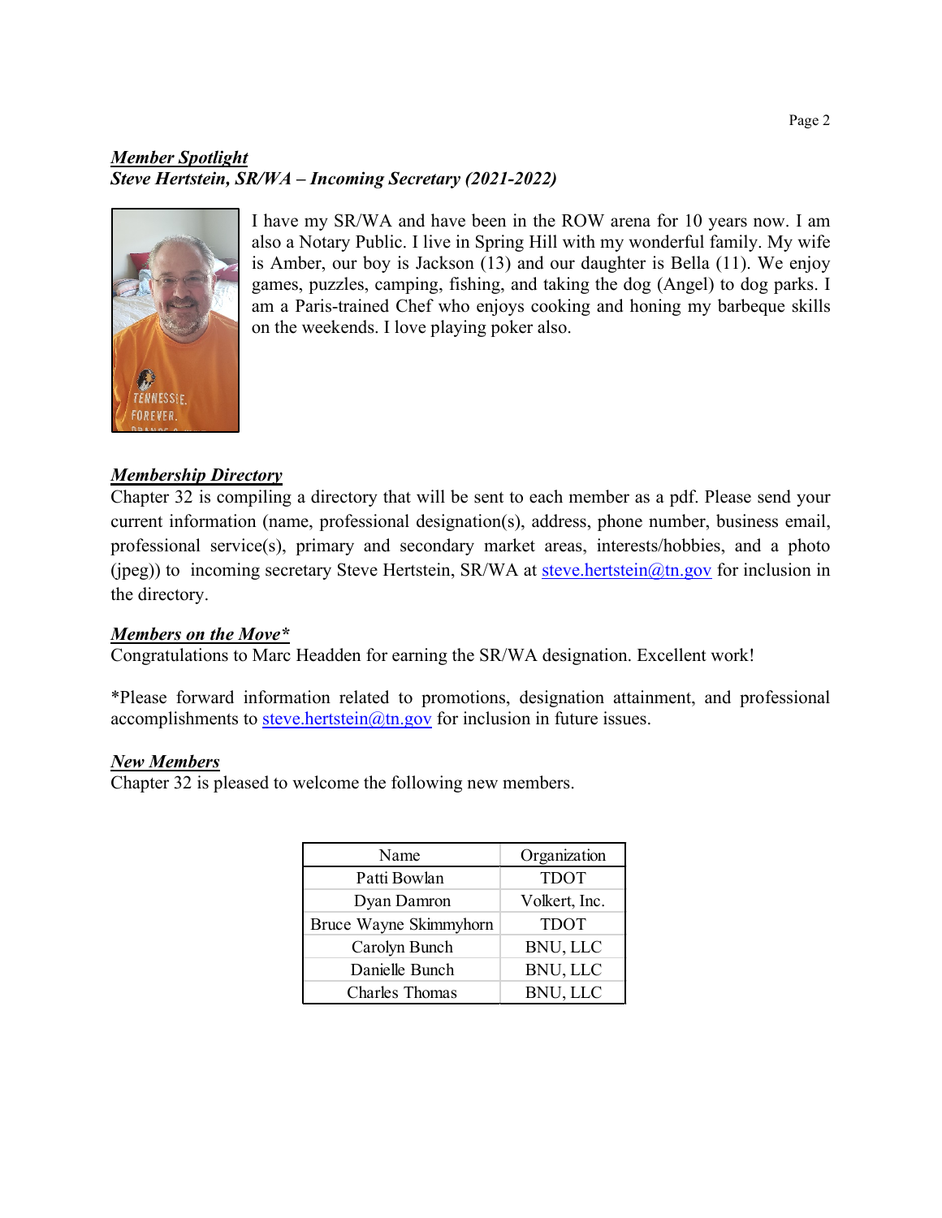***Member Spotlight***
***Steve Hertstein, SR/WA – Incoming Secretary (2021-2022)***

I have my SR/WA and have been in the ROW arena for 10 years now. I am also a Notary Public. I live in Spring Hill with my wonderful family. My wife is Amber, our boy is Jackson (13) and our daughter is Bella (11). We enjoy games, puzzles, camping, fishing, and taking the dog (Angel) to dog parks. I am a Paris-trained Chef who enjoys cooking and honing my barbeque skills on the weekends. I love playing poker also.

***Membership Directory***

Chapter 32 is compiling a directory that will be sent to each member as a pdf. Please send your current information (name, professional designation(s), address, phone number, business email, professional service(s), primary and secondary market areas, interests/hobbies, and a photo (jpeg)) to incoming secretary Steve Hertstein, SR/WA at steve.hertstein@tn.gov for inclusion in the directory.

***Members on the Move****

Congratulations to Marc Headden for earning the SR/WA designation. Excellent work!

*Please forward information related to promotions, designation attainment, and professional accomplishments to steve.hertstein@tn.gov for inclusion in future issues.

***New Members***

Chapter 32 is pleased to welcome the following new members.

| Name | Organization |
|---|---|
| Patti Bowlan | TDOT |
| Dyan Damron | Volkert, Inc. |
| Bruce Wayne Skimmyhorn | TDOT |
| Carolyn Bunch | BNU, LLC |
| Danielle Bunch | BNU, LLC |
| Charles Thomas | BNU, LLC |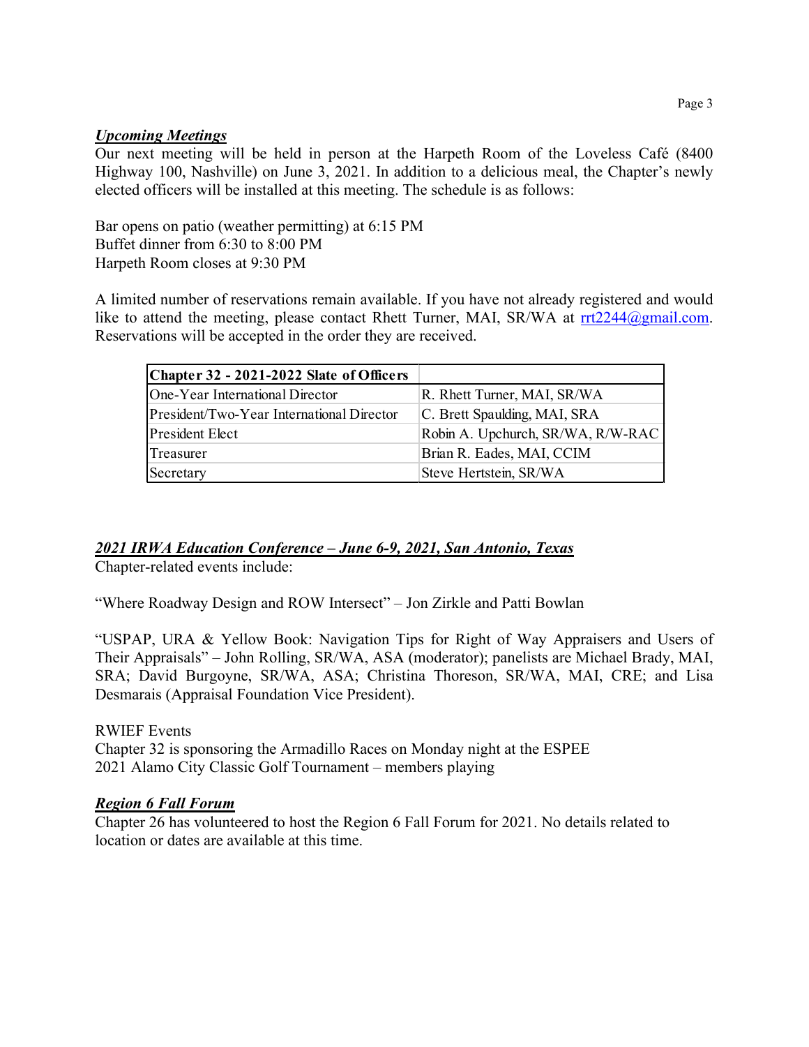### ***Upcoming Meetings***

Our next meeting will be held in person at the Harpeth Room of the Loveless Café (8400 Highway 100, Nashville) on June 3, 2021. In addition to a delicious meal, the Chapter's newly elected officers will be installed at this meeting. The schedule is as follows:

Bar opens on patio (weather permitting) at 6:15 PM
Buffet dinner from 6:30 to 8:00 PM
Harpeth Room closes at 9:30 PM

A limited number of reservations remain available. If you have not already registered and would like to attend the meeting, please contact Rhett Turner, MAI, SR/WA at rrt2244@gmail.com. Reservations will be accepted in the order they are received.

| **Chapter 32 - 2021-2022 Slate of Officers** | |
|---|---|
| One-Year International Director | R. Rhett Turner, MAI, SR/WA |
| President/Two-Year International Director | C. Brett Spaulding, MAI, SRA |
| President Elect | Robin A. Upchurch, SR/WA, R/W-RAC |
| Treasurer | Brian R. Eades, MAI, CCIM |
| Secretary | Steve Hertstein, SR/WA |

### ***2021 IRWA Education Conference – June 6-9, 2021, San Antonio, Texas***

Chapter-related events include:

"Where Roadway Design and ROW Intersect" – Jon Zirkle and Patti Bowlan

"USPAP, URA & Yellow Book: Navigation Tips for Right of Way Appraisers and Users of Their Appraisals" – John Rolling, SR/WA, ASA (moderator); panelists are Michael Brady, MAI, SRA; David Burgoyne, SR/WA, ASA; Christina Thoreson, SR/WA, MAI, CRE; and Lisa Desmarais (Appraisal Foundation Vice President).

RWIEF Events
Chapter 32 is sponsoring the Armadillo Races on Monday night at the ESPEE
2021 Alamo City Classic Golf Tournament – members playing

### ***Region 6 Fall Forum***

Chapter 26 has volunteered to host the Region 6 Fall Forum for 2021. No details related to location or dates are available at this time.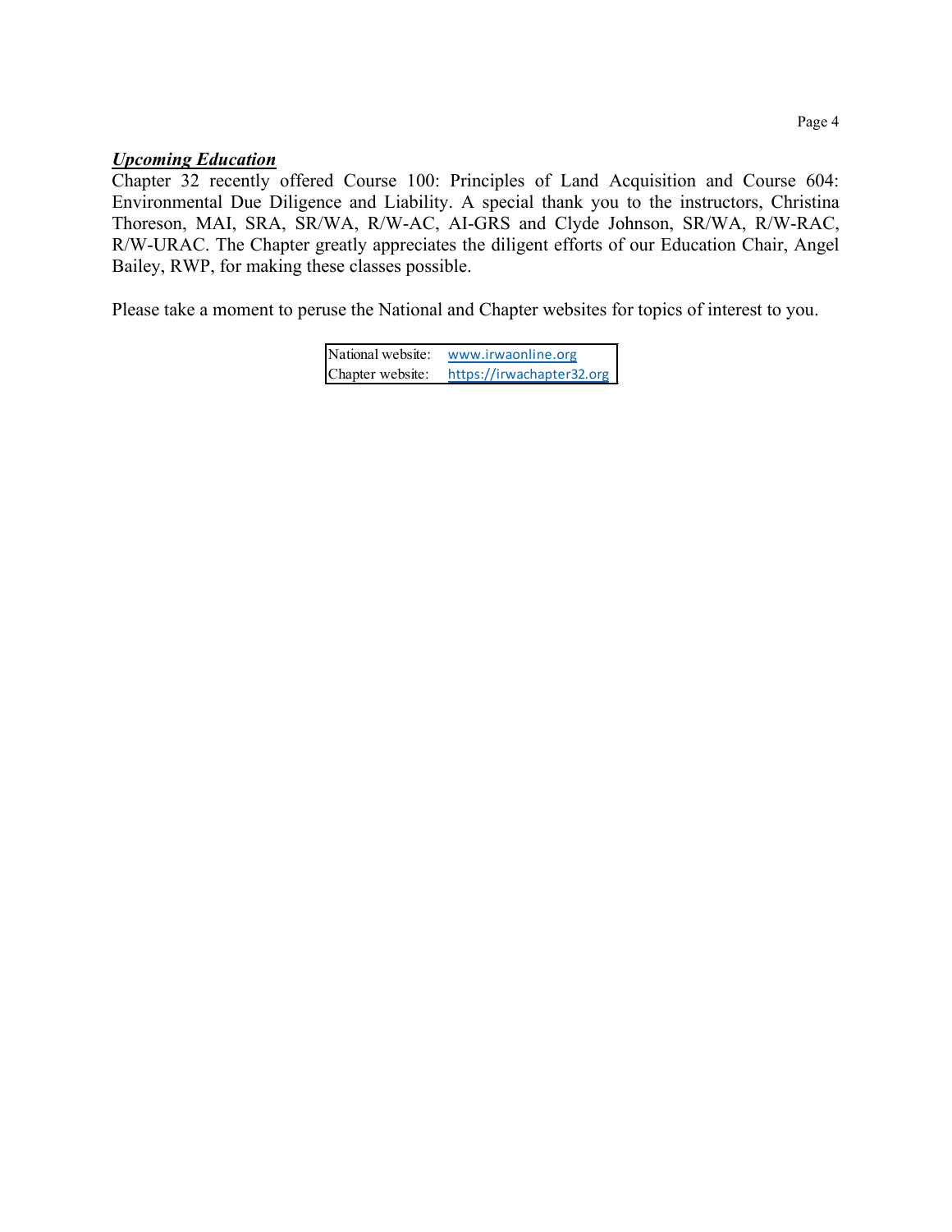***Upcoming Education***

Chapter 32 recently offered Course 100: Principles of Land Acquisition and Course 604: Environmental Due Diligence and Liability. A special thank you to the instructors, Christina Thoreson, MAI, SRA, SR/WA, R/W-AC, AI-GRS and Clyde Johnson, SR/WA, R/W-RAC, R/W-URAC. The Chapter greatly appreciates the diligent efforts of our Education Chair, Angel Bailey, RWP, for making these classes possible.

Please take a moment to peruse the National and Chapter websites for topics of interest to you.

| | |
|---|---|
| National website: | www.irwaonline.org |
| Chapter website: | https://irwachapter32.org |